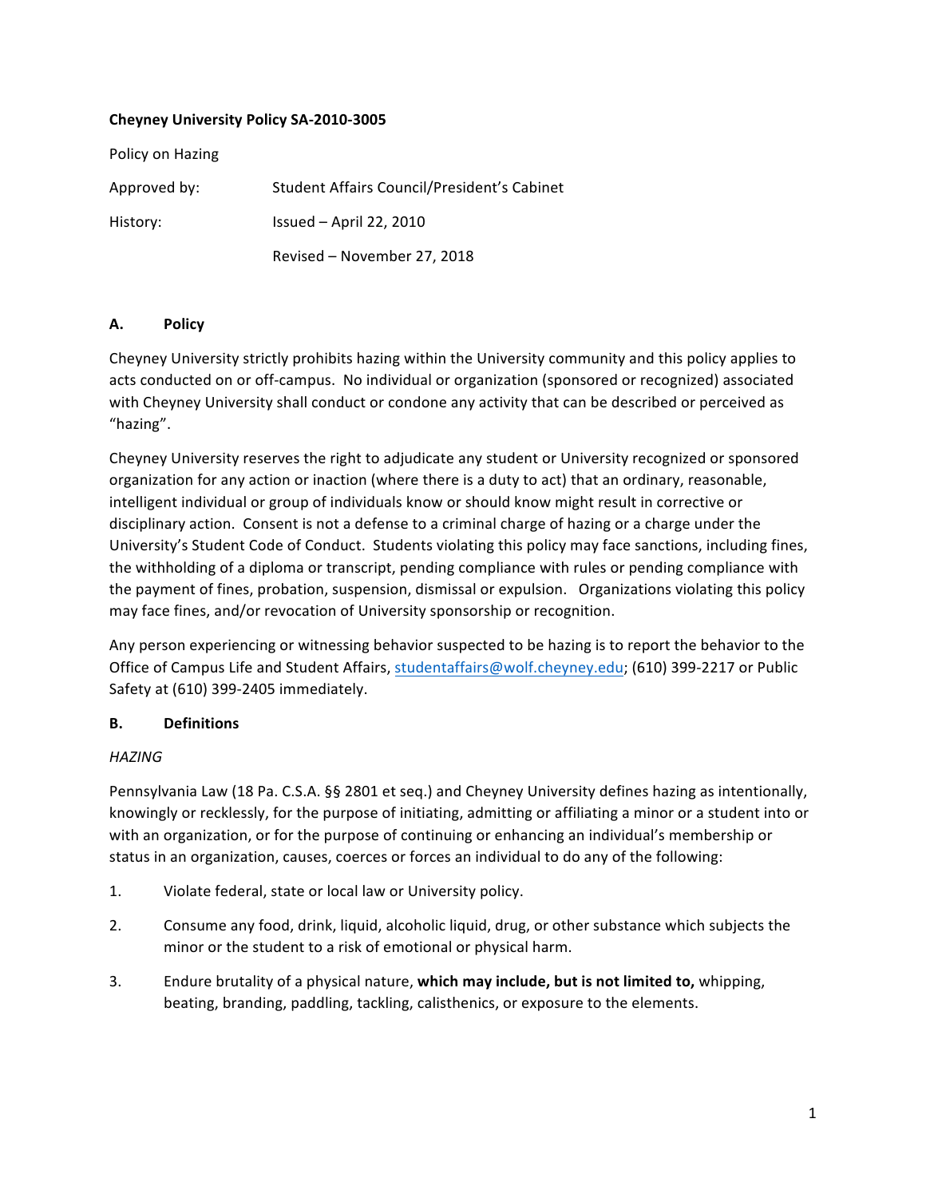**Cheyney University Policy SA-2010-3005**

Policy on Hazing

| | |
|---|---|
| Approved by: | Student Affairs Council/President's Cabinet |
| History: | Issued – April 22, 2010 |
| | Revised – November 27, 2018 |

## A. Policy

Cheyney University strictly prohibits hazing within the University community and this policy applies to acts conducted on or off-campus. No individual or organization (sponsored or recognized) associated with Cheyney University shall conduct or condone any activity that can be described or perceived as "hazing".

Cheyney University reserves the right to adjudicate any student or University recognized or sponsored organization for any action or inaction (where there is a duty to act) that an ordinary, reasonable, intelligent individual or group of individuals know or should know might result in corrective or disciplinary action. Consent is not a defense to a criminal charge of hazing or a charge under the University's Student Code of Conduct. Students violating this policy may face sanctions, including fines, the withholding of a diploma or transcript, pending compliance with rules or pending compliance with the payment of fines, probation, suspension, dismissal or expulsion. Organizations violating this policy may face fines, and/or revocation of University sponsorship or recognition.

Any person experiencing or witnessing behavior suspected to be hazing is to report the behavior to the Office of Campus Life and Student Affairs, studentaffairs@wolf.cheyney.edu; (610) 399-2217 or Public Safety at (610) 399-2405 immediately.

## B. Definitions

*HAZING*

Pennsylvania Law (18 Pa. C.S.A. §§ 2801 et seq.) and Cheyney University defines hazing as intentionally, knowingly or recklessly, for the purpose of initiating, admitting or affiliating a minor or a student into or with an organization, or for the purpose of continuing or enhancing an individual's membership or status in an organization, causes, coerces or forces an individual to do any of the following:

1. Violate federal, state or local law or University policy.
2. Consume any food, drink, liquid, alcoholic liquid, drug, or other substance which subjects the minor or the student to a risk of emotional or physical harm.
3. Endure brutality of a physical nature, **which may include, but is not limited to,** whipping, beating, branding, paddling, tackling, calisthenics, or exposure to the elements.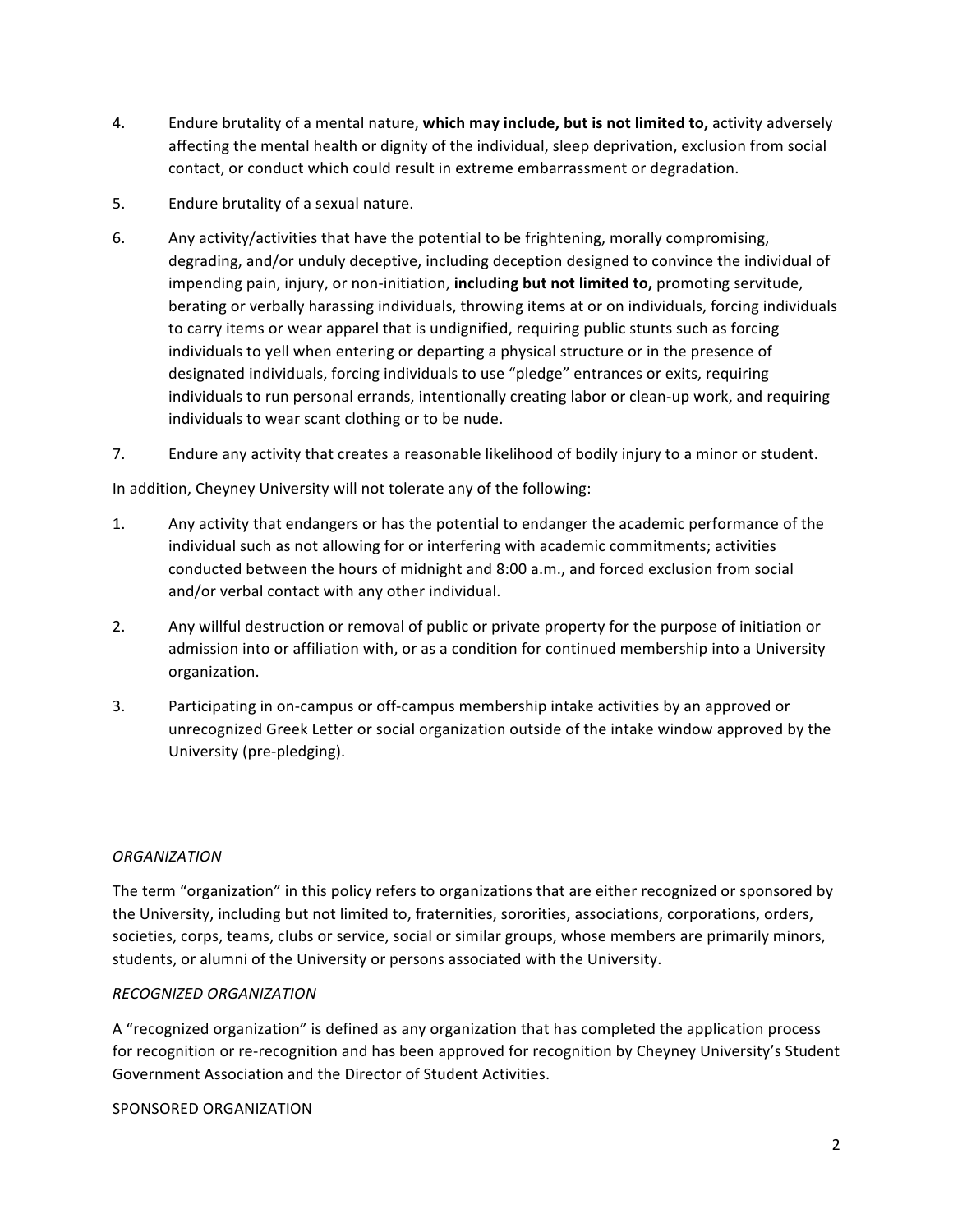4. Endure brutality of a mental nature, **which may include, but is not limited to,** activity adversely affecting the mental health or dignity of the individual, sleep deprivation, exclusion from social contact, or conduct which could result in extreme embarrassment or degradation.

5. Endure brutality of a sexual nature.

6. Any activity/activities that have the potential to be frightening, morally compromising, degrading, and/or unduly deceptive, including deception designed to convince the individual of impending pain, injury, or non-initiation, **including but not limited to,** promoting servitude, berating or verbally harassing individuals, throwing items at or on individuals, forcing individuals to carry items or wear apparel that is undignified, requiring public stunts such as forcing individuals to yell when entering or departing a physical structure or in the presence of designated individuals, forcing individuals to use "pledge" entrances or exits, requiring individuals to run personal errands, intentionally creating labor or clean-up work, and requiring individuals to wear scant clothing or to be nude.

7. Endure any activity that creates a reasonable likelihood of bodily injury to a minor or student.

In addition, Cheyney University will not tolerate any of the following:

1. Any activity that endangers or has the potential to endanger the academic performance of the individual such as not allowing for or interfering with academic commitments; activities conducted between the hours of midnight and 8:00 a.m., and forced exclusion from social and/or verbal contact with any other individual.

2. Any willful destruction or removal of public or private property for the purpose of initiation or admission into or affiliation with, or as a condition for continued membership into a University organization.

3. Participating in on-campus or off-campus membership intake activities by an approved or unrecognized Greek Letter or social organization outside of the intake window approved by the University (pre-pledging).

*ORGANIZATION*

The term "organization" in this policy refers to organizations that are either recognized or sponsored by the University, including but not limited to, fraternities, sororities, associations, corporations, orders, societies, corps, teams, clubs or service, social or similar groups, whose members are primarily minors, students, or alumni of the University or persons associated with the University.

*RECOGNIZED ORGANIZATION*

A "recognized organization" is defined as any organization that has completed the application process for recognition or re-recognition and has been approved for recognition by Cheyney University's Student Government Association and the Director of Student Activities.

SPONSORED ORGANIZATION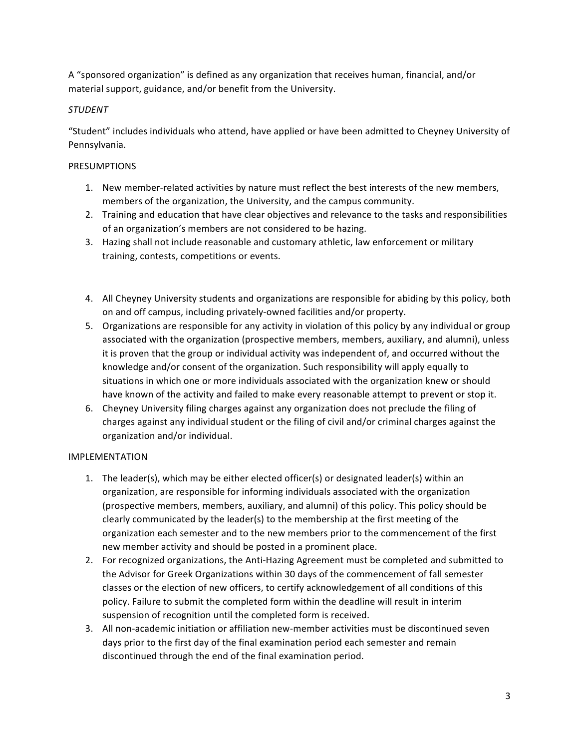A "sponsored organization" is defined as any organization that receives human, financial, and/or material support, guidance, and/or benefit from the University.

*STUDENT*

"Student" includes individuals who attend, have applied or have been admitted to Cheyney University of Pennsylvania.

PRESUMPTIONS

1. New member-related activities by nature must reflect the best interests of the new members, members of the organization, the University, and the campus community.
2. Training and education that have clear objectives and relevance to the tasks and responsibilities of an organization's members are not considered to be hazing.
3. Hazing shall not include reasonable and customary athletic, law enforcement or military training, contests, competitions or events.
4. All Cheyney University students and organizations are responsible for abiding by this policy, both on and off campus, including privately-owned facilities and/or property.
5. Organizations are responsible for any activity in violation of this policy by any individual or group associated with the organization (prospective members, members, auxiliary, and alumni), unless it is proven that the group or individual activity was independent of, and occurred without the knowledge and/or consent of the organization. Such responsibility will apply equally to situations in which one or more individuals associated with the organization knew or should have known of the activity and failed to make every reasonable attempt to prevent or stop it.
6. Cheyney University filing charges against any organization does not preclude the filing of charges against any individual student or the filing of civil and/or criminal charges against the organization and/or individual.

IMPLEMENTATION

1. The leader(s), which may be either elected officer(s) or designated leader(s) within an organization, are responsible for informing individuals associated with the organization (prospective members, members, auxiliary, and alumni) of this policy. This policy should be clearly communicated by the leader(s) to the membership at the first meeting of the organization each semester and to the new members prior to the commencement of the first new member activity and should be posted in a prominent place.
2. For recognized organizations, the Anti-Hazing Agreement must be completed and submitted to the Advisor for Greek Organizations within 30 days of the commencement of fall semester classes or the election of new officers, to certify acknowledgement of all conditions of this policy. Failure to submit the completed form within the deadline will result in interim suspension of recognition until the completed form is received.
3. All non-academic initiation or affiliation new-member activities must be discontinued seven days prior to the first day of the final examination period each semester and remain discontinued through the end of the final examination period.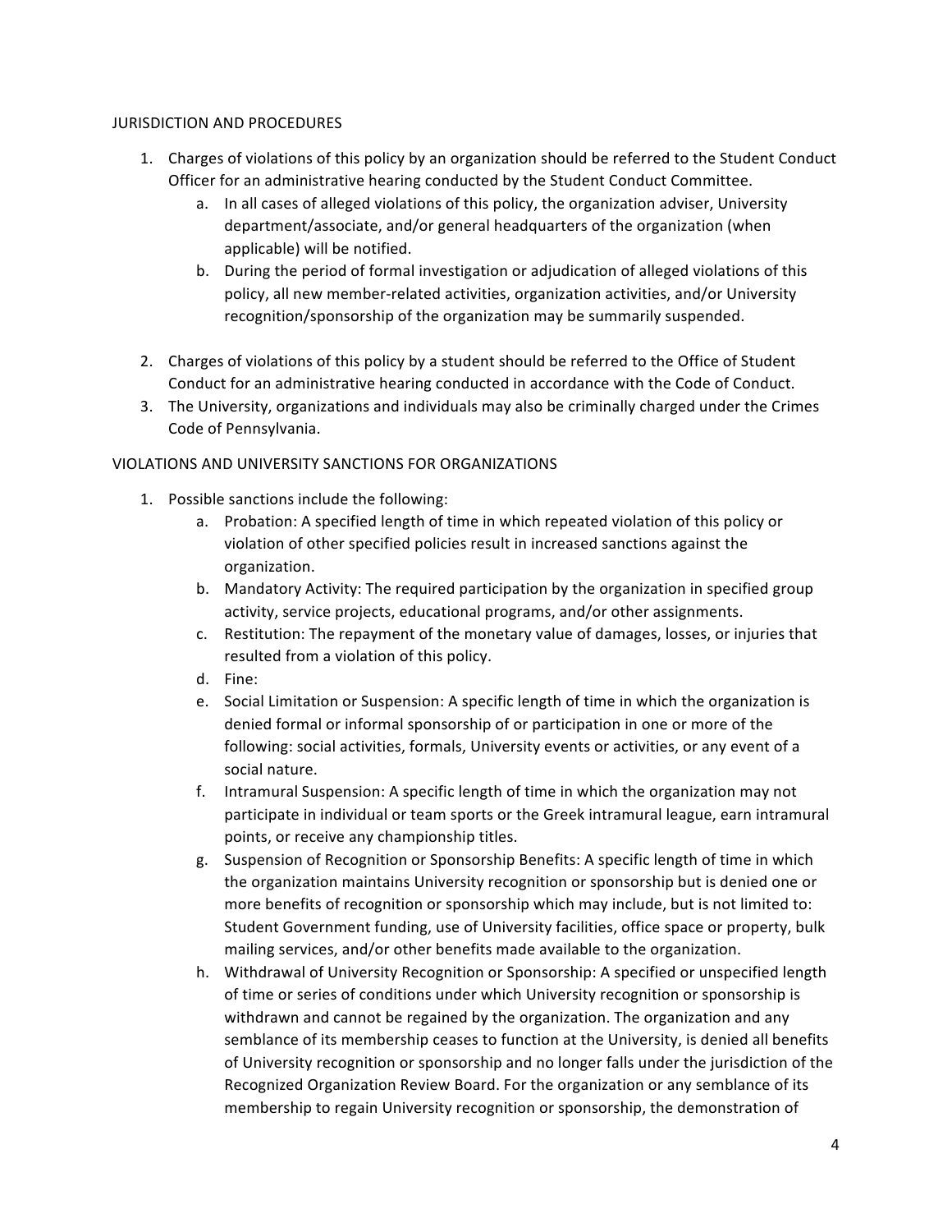## JURISDICTION AND PROCEDURES

1. Charges of violations of this policy by an organization should be referred to the Student Conduct Officer for an administrative hearing conducted by the Student Conduct Committee.
   a. In all cases of alleged violations of this policy, the organization adviser, University department/associate, and/or general headquarters of the organization (when applicable) will be notified.
   b. During the period of formal investigation or adjudication of alleged violations of this policy, all new member-related activities, organization activities, and/or University recognition/sponsorship of the organization may be summarily suspended.

2. Charges of violations of this policy by a student should be referred to the Office of Student Conduct for an administrative hearing conducted in accordance with the Code of Conduct.
3. The University, organizations and individuals may also be criminally charged under the Crimes Code of Pennsylvania.

## VIOLATIONS AND UNIVERSITY SANCTIONS FOR ORGANIZATIONS

1. Possible sanctions include the following:
   a. Probation: A specified length of time in which repeated violation of this policy or violation of other specified policies result in increased sanctions against the organization.
   b. Mandatory Activity: The required participation by the organization in specified group activity, service projects, educational programs, and/or other assignments.
   c. Restitution: The repayment of the monetary value of damages, losses, or injuries that resulted from a violation of this policy.
   d. Fine:
   e. Social Limitation or Suspension: A specific length of time in which the organization is denied formal or informal sponsorship of or participation in one or more of the following: social activities, formals, University events or activities, or any event of a social nature.
   f. Intramural Suspension: A specific length of time in which the organization may not participate in individual or team sports or the Greek intramural league, earn intramural points, or receive any championship titles.
   g. Suspension of Recognition or Sponsorship Benefits: A specific length of time in which the organization maintains University recognition or sponsorship but is denied one or more benefits of recognition or sponsorship which may include, but is not limited to: Student Government funding, use of University facilities, office space or property, bulk mailing services, and/or other benefits made available to the organization.
   h. Withdrawal of University Recognition or Sponsorship: A specified or unspecified length of time or series of conditions under which University recognition or sponsorship is withdrawn and cannot be regained by the organization. The organization and any semblance of its membership ceases to function at the University, is denied all benefits of University recognition or sponsorship and no longer falls under the jurisdiction of the Recognized Organization Review Board. For the organization or any semblance of its membership to regain University recognition or sponsorship, the demonstration of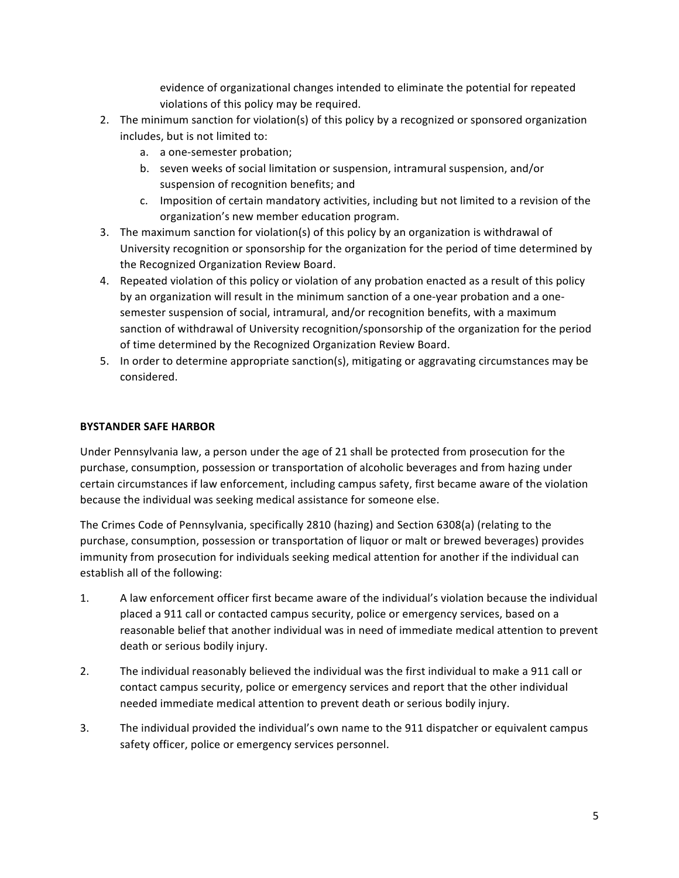evidence of organizational changes intended to eliminate the potential for repeated violations of this policy may be required.

2. The minimum sanction for violation(s) of this policy by a recognized or sponsored organization includes, but is not limited to:
   a. a one-semester probation;
   b. seven weeks of social limitation or suspension, intramural suspension, and/or suspension of recognition benefits; and
   c. Imposition of certain mandatory activities, including but not limited to a revision of the organization's new member education program.
3. The maximum sanction for violation(s) of this policy by an organization is withdrawal of University recognition or sponsorship for the organization for the period of time determined by the Recognized Organization Review Board.
4. Repeated violation of this policy or violation of any probation enacted as a result of this policy by an organization will result in the minimum sanction of a one-year probation and a one-semester suspension of social, intramural, and/or recognition benefits, with a maximum sanction of withdrawal of University recognition/sponsorship of the organization for the period of time determined by the Recognized Organization Review Board.
5. In order to determine appropriate sanction(s), mitigating or aggravating circumstances may be considered.

**BYSTANDER SAFE HARBOR**

Under Pennsylvania law, a person under the age of 21 shall be protected from prosecution for the purchase, consumption, possession or transportation of alcoholic beverages and from hazing under certain circumstances if law enforcement, including campus safety, first became aware of the violation because the individual was seeking medical assistance for someone else.

The Crimes Code of Pennsylvania, specifically 2810 (hazing) and Section 6308(a) (relating to the purchase, consumption, possession or transportation of liquor or malt or brewed beverages) provides immunity from prosecution for individuals seeking medical attention for another if the individual can establish all of the following:

1. A law enforcement officer first became aware of the individual's violation because the individual placed a 911 call or contacted campus security, police or emergency services, based on a reasonable belief that another individual was in need of immediate medical attention to prevent death or serious bodily injury.

2. The individual reasonably believed the individual was the first individual to make a 911 call or contact campus security, police or emergency services and report that the other individual needed immediate medical attention to prevent death or serious bodily injury.

3. The individual provided the individual's own name to the 911 dispatcher or equivalent campus safety officer, police or emergency services personnel.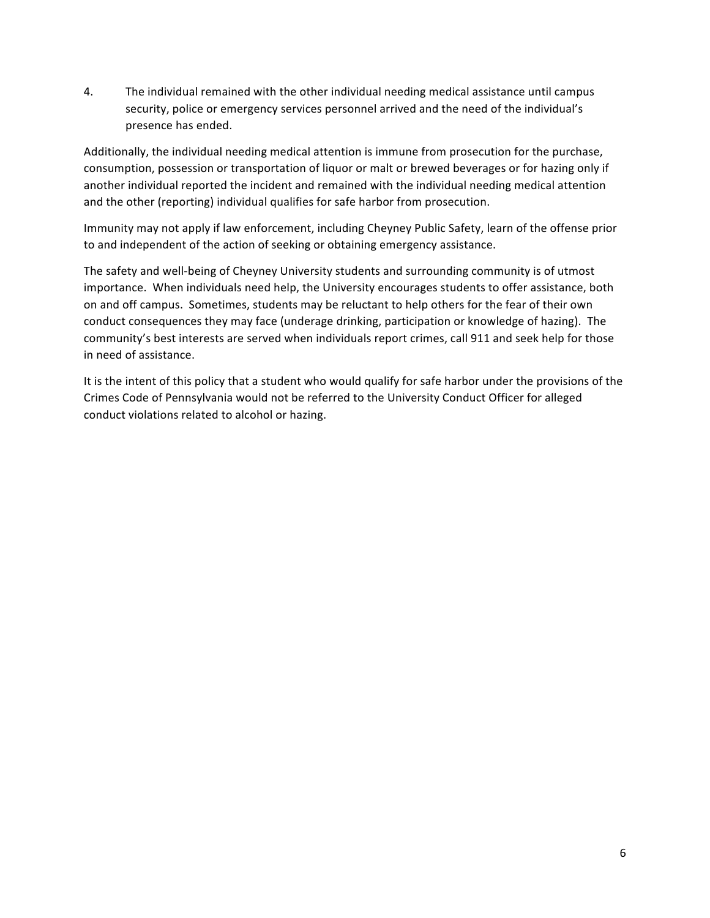4. The individual remained with the other individual needing medical assistance until campus security, police or emergency services personnel arrived and the need of the individual's presence has ended.

Additionally, the individual needing medical attention is immune from prosecution for the purchase, consumption, possession or transportation of liquor or malt or brewed beverages or for hazing only if another individual reported the incident and remained with the individual needing medical attention and the other (reporting) individual qualifies for safe harbor from prosecution.

Immunity may not apply if law enforcement, including Cheyney Public Safety, learn of the offense prior to and independent of the action of seeking or obtaining emergency assistance.

The safety and well-being of Cheyney University students and surrounding community is of utmost importance. When individuals need help, the University encourages students to offer assistance, both on and off campus. Sometimes, students may be reluctant to help others for the fear of their own conduct consequences they may face (underage drinking, participation or knowledge of hazing). The community's best interests are served when individuals report crimes, call 911 and seek help for those in need of assistance.

It is the intent of this policy that a student who would qualify for safe harbor under the provisions of the Crimes Code of Pennsylvania would not be referred to the University Conduct Officer for alleged conduct violations related to alcohol or hazing.